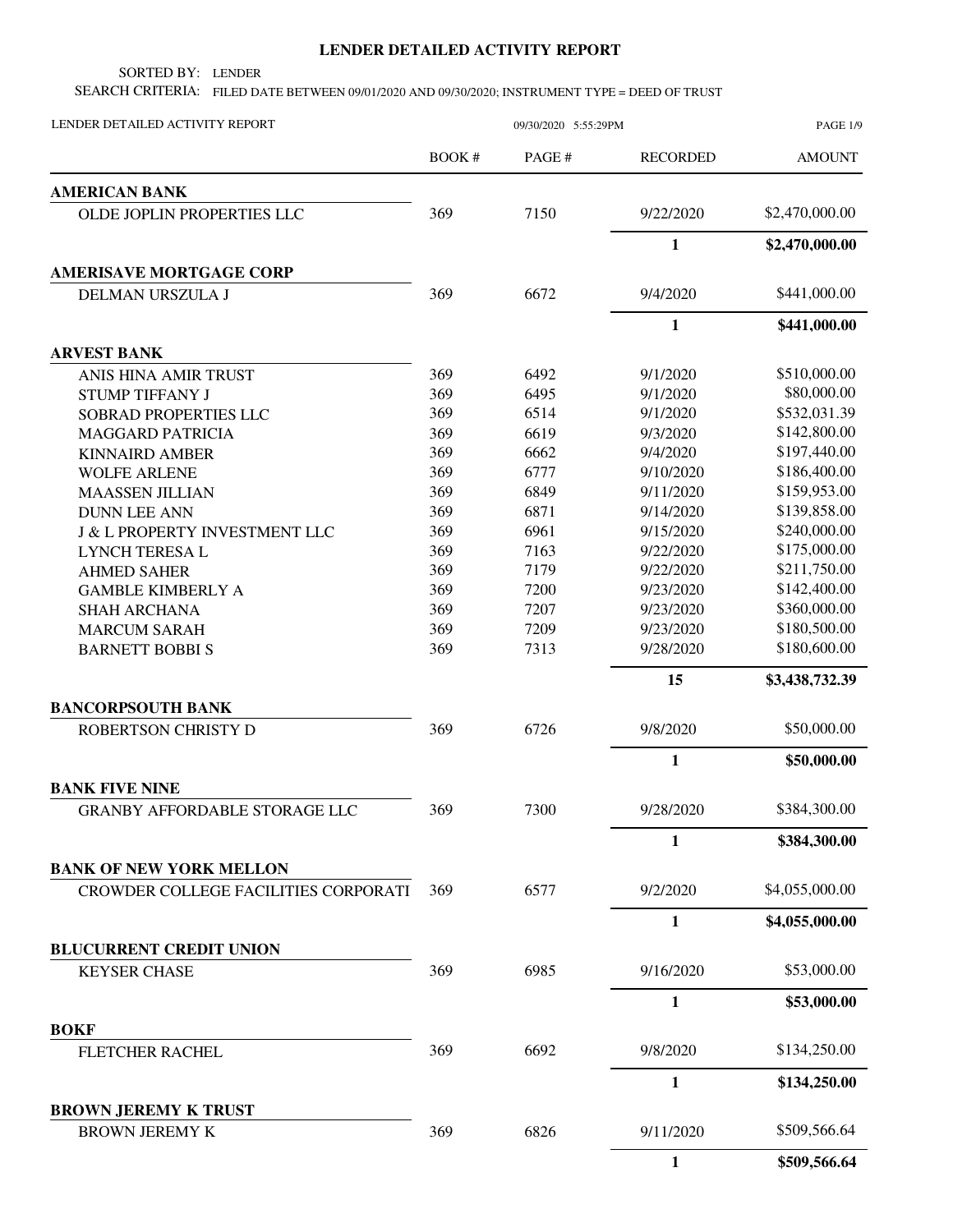# LENDER DETAILED ACTIVITY REPORT

SORTED BY: LENDER

SEARCH CRITERIA: FILED DATE BETWEEN 09/01/2020 AND 09/30/2020; INSTRUMENT TYPE = DEED OF TRUST

LENDER DETAILED ACTIVITY REPORT — 09/30/2020 5:55:29PM

| | BOOK # | PAGE # | RECORDED | AMOUNT |
|---|---|---|---|---|
| **AMERICAN BANK** | | | | |
| OLDE JOPLIN PROPERTIES LLC | 369 | 7150 | 9/22/2020 | $2,470,000.00 |
| | | | **1** | **$2,470,000.00** |
| **AMERISAVE MORTGAGE CORP** | | | | |
| DELMAN URSZULA J | 369 | 6672 | 9/4/2020 | $441,000.00 |
| | | | **1** | **$441,000.00** |
| **ARVEST BANK** | | | | |
| ANIS HINA AMIR TRUST | 369 | 6492 | 9/1/2020 | $510,000.00 |
| STUMP TIFFANY J | 369 | 6495 | 9/1/2020 | $80,000.00 |
| SOBRAD PROPERTIES LLC | 369 | 6514 | 9/1/2020 | $532,031.39 |
| MAGGARD PATRICIA | 369 | 6619 | 9/3/2020 | $142,800.00 |
| KINNAIRD AMBER | 369 | 6662 | 9/4/2020 | $197,440.00 |
| WOLFE ARLENE | 369 | 6777 | 9/10/2020 | $186,400.00 |
| MAASSEN JILLIAN | 369 | 6849 | 9/11/2020 | $159,953.00 |
| DUNN LEE ANN | 369 | 6871 | 9/14/2020 | $139,858.00 |
| J & L PROPERTY INVESTMENT LLC | 369 | 6961 | 9/15/2020 | $240,000.00 |
| LYNCH TERESA L | 369 | 7163 | 9/22/2020 | $175,000.00 |
| AHMED SAHER | 369 | 7179 | 9/22/2020 | $211,750.00 |
| GAMBLE KIMBERLY A | 369 | 7200 | 9/23/2020 | $142,400.00 |
| SHAH ARCHANA | 369 | 7207 | 9/23/2020 | $360,000.00 |
| MARCUM SARAH | 369 | 7209 | 9/23/2020 | $180,500.00 |
| BARNETT BOBBI S | 369 | 7313 | 9/28/2020 | $180,600.00 |
| | | | **15** | **$3,438,732.39** |
| **BANCORPSOUTH BANK** | | | | |
| ROBERTSON CHRISTY D | 369 | 6726 | 9/8/2020 | $50,000.00 |
| | | | **1** | **$50,000.00** |
| **BANK FIVE NINE** | | | | |
| GRANBY AFFORDABLE STORAGE LLC | 369 | 7300 | 9/28/2020 | $384,300.00 |
| | | | **1** | **$384,300.00** |
| **BANK OF NEW YORK MELLON** | | | | |
| CROWDER COLLEGE FACILITIES CORPORATI | 369 | 6577 | 9/2/2020 | $4,055,000.00 |
| | | | **1** | **$4,055,000.00** |
| **BLUCURRENT CREDIT UNION** | | | | |
| KEYSER CHASE | 369 | 6985 | 9/16/2020 | $53,000.00 |
| | | | **1** | **$53,000.00** |
| **BOKF** | | | | |
| FLETCHER RACHEL | 369 | 6692 | 9/8/2020 | $134,250.00 |
| | | | **1** | **$134,250.00** |
| **BROWN JEREMY K TRUST** | | | | |
| BROWN JEREMY K | 369 | 6826 | 9/11/2020 | $509,566.64 |
| | | | **1** | **$509,566.64** |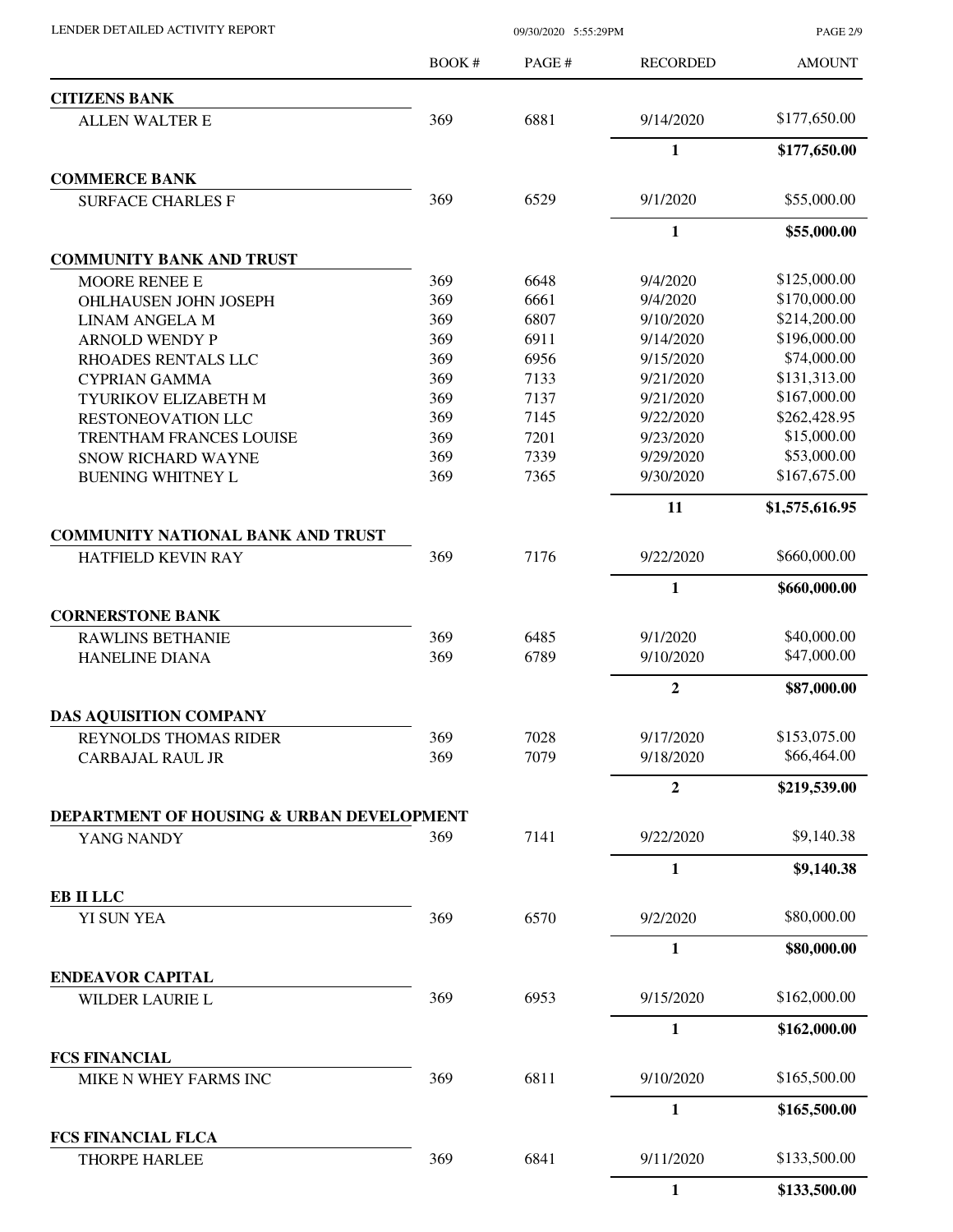| | BOOK # | PAGE # | RECORDED | AMOUNT |
|---|---|---|---|---|
| **CITIZENS BANK** | | | | |
| ALLEN WALTER E | 369 | 6881 | 9/14/2020 | $177,650.00 |
| | | | **1** | **$177,650.00** |
| **COMMERCE BANK** | | | | |
| SURFACE CHARLES F | 369 | 6529 | 9/1/2020 | $55,000.00 |
| | | | **1** | **$55,000.00** |
| **COMMUNITY BANK AND TRUST** | | | | |
| MOORE RENEE E | 369 | 6648 | 9/4/2020 | $125,000.00 |
| OHLHAUSEN JOHN JOSEPH | 369 | 6661 | 9/4/2020 | $170,000.00 |
| LINAM ANGELA M | 369 | 6807 | 9/10/2020 | $214,200.00 |
| ARNOLD WENDY P | 369 | 6911 | 9/14/2020 | $196,000.00 |
| RHOADES RENTALS LLC | 369 | 6956 | 9/15/2020 | $74,000.00 |
| CYPRIAN GAMMA | 369 | 7133 | 9/21/2020 | $131,313.00 |
| TYURIKOV ELIZABETH M | 369 | 7137 | 9/21/2020 | $167,000.00 |
| RESTONEOVATION LLC | 369 | 7145 | 9/22/2020 | $262,428.95 |
| TRENTHAM FRANCES LOUISE | 369 | 7201 | 9/23/2020 | $15,000.00 |
| SNOW RICHARD WAYNE | 369 | 7339 | 9/29/2020 | $53,000.00 |
| BUENING WHITNEY L | 369 | 7365 | 9/30/2020 | $167,675.00 |
| | | | **11** | **$1,575,616.95** |
| **COMMUNITY NATIONAL BANK AND TRUST** | | | | |
| HATFIELD KEVIN RAY | 369 | 7176 | 9/22/2020 | $660,000.00 |
| | | | **1** | **$660,000.00** |
| **CORNERSTONE BANK** | | | | |
| RAWLINS BETHANIE | 369 | 6485 | 9/1/2020 | $40,000.00 |
| HANELINE DIANA | 369 | 6789 | 9/10/2020 | $47,000.00 |
| | | | **2** | **$87,000.00** |
| **DAS AQUISITION COMPANY** | | | | |
| REYNOLDS THOMAS RIDER | 369 | 7028 | 9/17/2020 | $153,075.00 |
| CARBAJAL RAUL JR | 369 | 7079 | 9/18/2020 | $66,464.00 |
| | | | **2** | **$219,539.00** |
| **DEPARTMENT OF HOUSING & URBAN DEVELOPMENT** | | | | |
| YANG NANDY | 369 | 7141 | 9/22/2020 | $9,140.38 |
| | | | **1** | **$9,140.38** |
| **EB II LLC** | | | | |
| YI SUN YEA | 369 | 6570 | 9/2/2020 | $80,000.00 |
| | | | **1** | **$80,000.00** |
| **ENDEAVOR CAPITAL** | | | | |
| WILDER LAURIE L | 369 | 6953 | 9/15/2020 | $162,000.00 |
| | | | **1** | **$162,000.00** |
| **FCS FINANCIAL** | | | | |
| MIKE N WHEY FARMS INC | 369 | 6811 | 9/10/2020 | $165,500.00 |
| | | | **1** | **$165,500.00** |
| **FCS FINANCIAL FLCA** | | | | |
| THORPE HARLEE | 369 | 6841 | 9/11/2020 | $133,500.00 |
| | | | **1** | **$133,500.00** |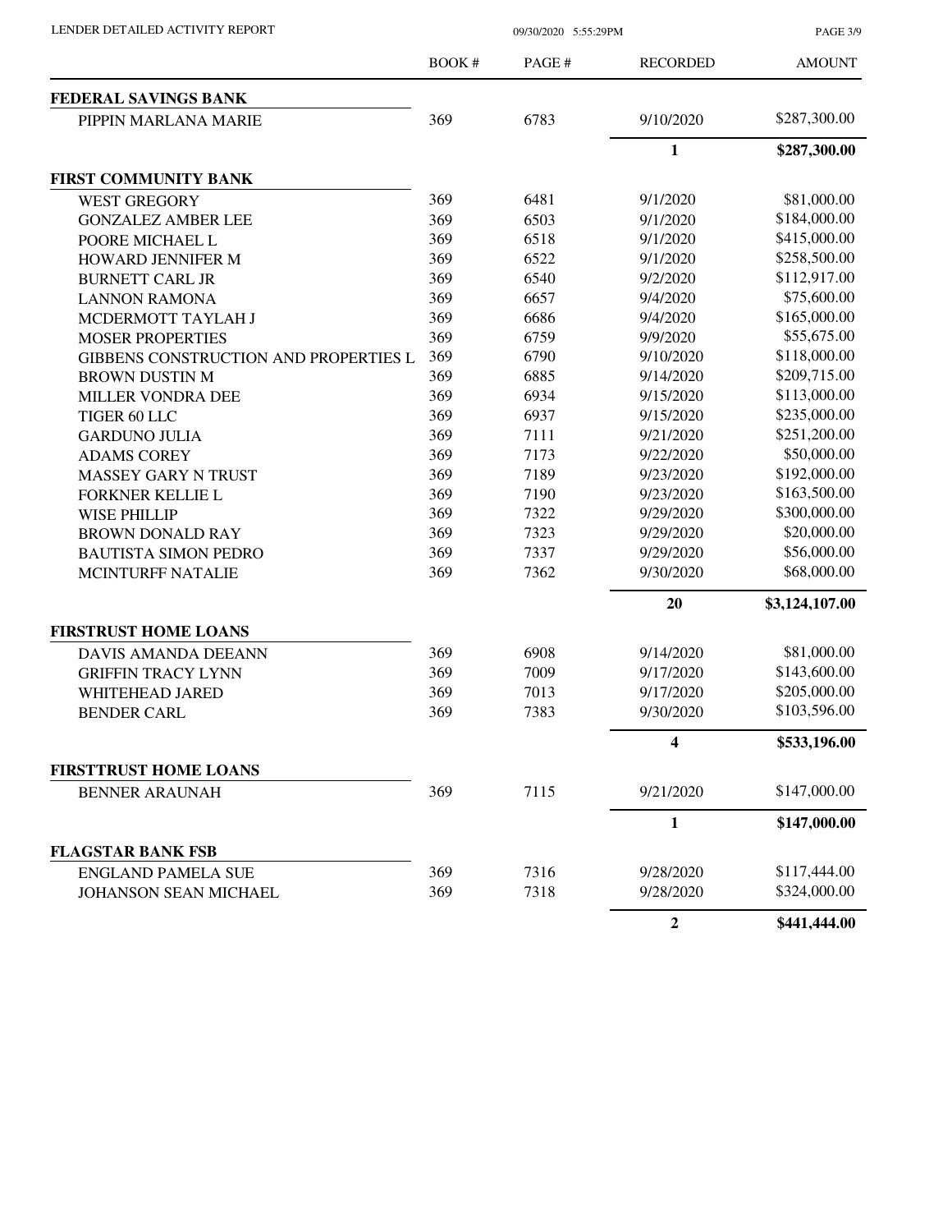| | BOOK # | PAGE # | RECORDED | AMOUNT |
|---|---|---|---|---|
| **FEDERAL SAVINGS BANK** | | | | |
| PIPPIN MARLANA MARIE | 369 | 6783 | 9/10/2020 | $287,300.00 |
| | | | **1** | **$287,300.00** |
| **FIRST COMMUNITY BANK** | | | | |
| WEST GREGORY | 369 | 6481 | 9/1/2020 | $81,000.00 |
| GONZALEZ AMBER LEE | 369 | 6503 | 9/1/2020 | $184,000.00 |
| POORE MICHAEL L | 369 | 6518 | 9/1/2020 | $415,000.00 |
| HOWARD JENNIFER M | 369 | 6522 | 9/1/2020 | $258,500.00 |
| BURNETT CARL JR | 369 | 6540 | 9/2/2020 | $112,917.00 |
| LANNON RAMONA | 369 | 6657 | 9/4/2020 | $75,600.00 |
| MCDERMOTT TAYLAH J | 369 | 6686 | 9/4/2020 | $165,000.00 |
| MOSER PROPERTIES | 369 | 6759 | 9/9/2020 | $55,675.00 |
| GIBBENS CONSTRUCTION AND PROPERTIES L | 369 | 6790 | 9/10/2020 | $118,000.00 |
| BROWN DUSTIN M | 369 | 6885 | 9/14/2020 | $209,715.00 |
| MILLER VONDRA DEE | 369 | 6934 | 9/15/2020 | $113,000.00 |
| TIGER 60 LLC | 369 | 6937 | 9/15/2020 | $235,000.00 |
| GARDUNO JULIA | 369 | 7111 | 9/21/2020 | $251,200.00 |
| ADAMS COREY | 369 | 7173 | 9/22/2020 | $50,000.00 |
| MASSEY GARY N TRUST | 369 | 7189 | 9/23/2020 | $192,000.00 |
| FORKNER KELLIE L | 369 | 7190 | 9/23/2020 | $163,500.00 |
| WISE PHILLIP | 369 | 7322 | 9/29/2020 | $300,000.00 |
| BROWN DONALD RAY | 369 | 7323 | 9/29/2020 | $20,000.00 |
| BAUTISTA SIMON PEDRO | 369 | 7337 | 9/29/2020 | $56,000.00 |
| MCINTURFF NATALIE | 369 | 7362 | 9/30/2020 | $68,000.00 |
| | | | **20** | **$3,124,107.00** |
| **FIRSTRUST HOME LOANS** | | | | |
| DAVIS AMANDA DEEANN | 369 | 6908 | 9/14/2020 | $81,000.00 |
| GRIFFIN TRACY LYNN | 369 | 7009 | 9/17/2020 | $143,600.00 |
| WHITEHEAD JARED | 369 | 7013 | 9/17/2020 | $205,000.00 |
| BENDER CARL | 369 | 7383 | 9/30/2020 | $103,596.00 |
| | | | **4** | **$533,196.00** |
| **FIRSTTRUST HOME LOANS** | | | | |
| BENNER ARAUNAH | 369 | 7115 | 9/21/2020 | $147,000.00 |
| | | | **1** | **$147,000.00** |
| **FLAGSTAR BANK FSB** | | | | |
| ENGLAND PAMELA SUE | 369 | 7316 | 9/28/2020 | $117,444.00 |
| JOHANSON SEAN MICHAEL | 369 | 7318 | 9/28/2020 | $324,000.00 |
| | | | **2** | **$441,444.00** |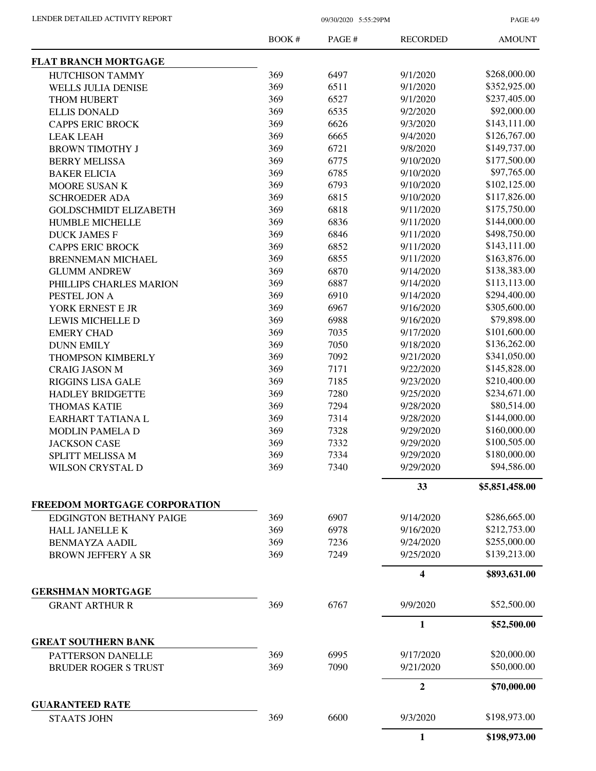| | BOOK # | PAGE # | RECORDED | AMOUNT |
|---|---|---|---|---|
| **FLAT BRANCH MORTGAGE** | | | | |
| HUTCHISON TAMMY | 369 | 6497 | 9/1/2020 | $268,000.00 |
| WELLS JULIA DENISE | 369 | 6511 | 9/1/2020 | $352,925.00 |
| THOM HUBERT | 369 | 6527 | 9/1/2020 | $237,405.00 |
| ELLIS DONALD | 369 | 6535 | 9/2/2020 | $92,000.00 |
| CAPPS ERIC BROCK | 369 | 6626 | 9/3/2020 | $143,111.00 |
| LEAK LEAH | 369 | 6665 | 9/4/2020 | $126,767.00 |
| BROWN TIMOTHY J | 369 | 6721 | 9/8/2020 | $149,737.00 |
| BERRY MELISSA | 369 | 6775 | 9/10/2020 | $177,500.00 |
| BAKER ELICIA | 369 | 6785 | 9/10/2020 | $97,765.00 |
| MOORE SUSAN K | 369 | 6793 | 9/10/2020 | $102,125.00 |
| SCHROEDER ADA | 369 | 6815 | 9/10/2020 | $117,826.00 |
| GOLDSCHMIDT ELIZABETH | 369 | 6818 | 9/11/2020 | $175,750.00 |
| HUMBLE MICHELLE | 369 | 6836 | 9/11/2020 | $144,000.00 |
| DUCK JAMES F | 369 | 6846 | 9/11/2020 | $498,750.00 |
| CAPPS ERIC BROCK | 369 | 6852 | 9/11/2020 | $143,111.00 |
| BRENNEMAN MICHAEL | 369 | 6855 | 9/11/2020 | $163,876.00 |
| GLUMM ANDREW | 369 | 6870 | 9/14/2020 | $138,383.00 |
| PHILLIPS CHARLES MARION | 369 | 6887 | 9/14/2020 | $113,113.00 |
| PESTEL JON A | 369 | 6910 | 9/14/2020 | $294,400.00 |
| YORK ERNEST E JR | 369 | 6967 | 9/16/2020 | $305,600.00 |
| LEWIS MICHELLE D | 369 | 6988 | 9/16/2020 | $79,898.00 |
| EMERY CHAD | 369 | 7035 | 9/17/2020 | $101,600.00 |
| DUNN EMILY | 369 | 7050 | 9/18/2020 | $136,262.00 |
| THOMPSON KIMBERLY | 369 | 7092 | 9/21/2020 | $341,050.00 |
| CRAIG JASON M | 369 | 7171 | 9/22/2020 | $145,828.00 |
| RIGGINS LISA GALE | 369 | 7185 | 9/23/2020 | $210,400.00 |
| HADLEY BRIDGETTE | 369 | 7280 | 9/25/2020 | $234,671.00 |
| THOMAS KATIE | 369 | 7294 | 9/28/2020 | $80,514.00 |
| EARHART TATIANA L | 369 | 7314 | 9/28/2020 | $144,000.00 |
| MODLIN PAMELA D | 369 | 7328 | 9/29/2020 | $160,000.00 |
| JACKSON CASE | 369 | 7332 | 9/29/2020 | $100,505.00 |
| SPLITT MELISSA M | 369 | 7334 | 9/29/2020 | $180,000.00 |
| WILSON CRYSTAL D | 369 | 7340 | 9/29/2020 | $94,586.00 |
| | | | **33** | **$5,851,458.00** |
| **FREEDOM MORTGAGE CORPORATION** | | | | |
| EDGINGTON BETHANY PAIGE | 369 | 6907 | 9/14/2020 | $286,665.00 |
| HALL JANELLE K | 369 | 6978 | 9/16/2020 | $212,753.00 |
| BENMAYZA AADIL | 369 | 7236 | 9/24/2020 | $255,000.00 |
| BROWN JEFFERY A SR | 369 | 7249 | 9/25/2020 | $139,213.00 |
| | | | **4** | **$893,631.00** |
| **GERSHMAN MORTGAGE** | | | | |
| GRANT ARTHUR R | 369 | 6767 | 9/9/2020 | $52,500.00 |
| | | | **1** | **$52,500.00** |
| **GREAT SOUTHERN BANK** | | | | |
| PATTERSON DANELLE | 369 | 6995 | 9/17/2020 | $20,000.00 |
| BRUDER ROGER S TRUST | 369 | 7090 | 9/21/2020 | $50,000.00 |
| | | | **2** | **$70,000.00** |
| **GUARANTEED RATE** | | | | |
| STAATS JOHN | 369 | 6600 | 9/3/2020 | $198,973.00 |
| | | | **1** | **$198,973.00** |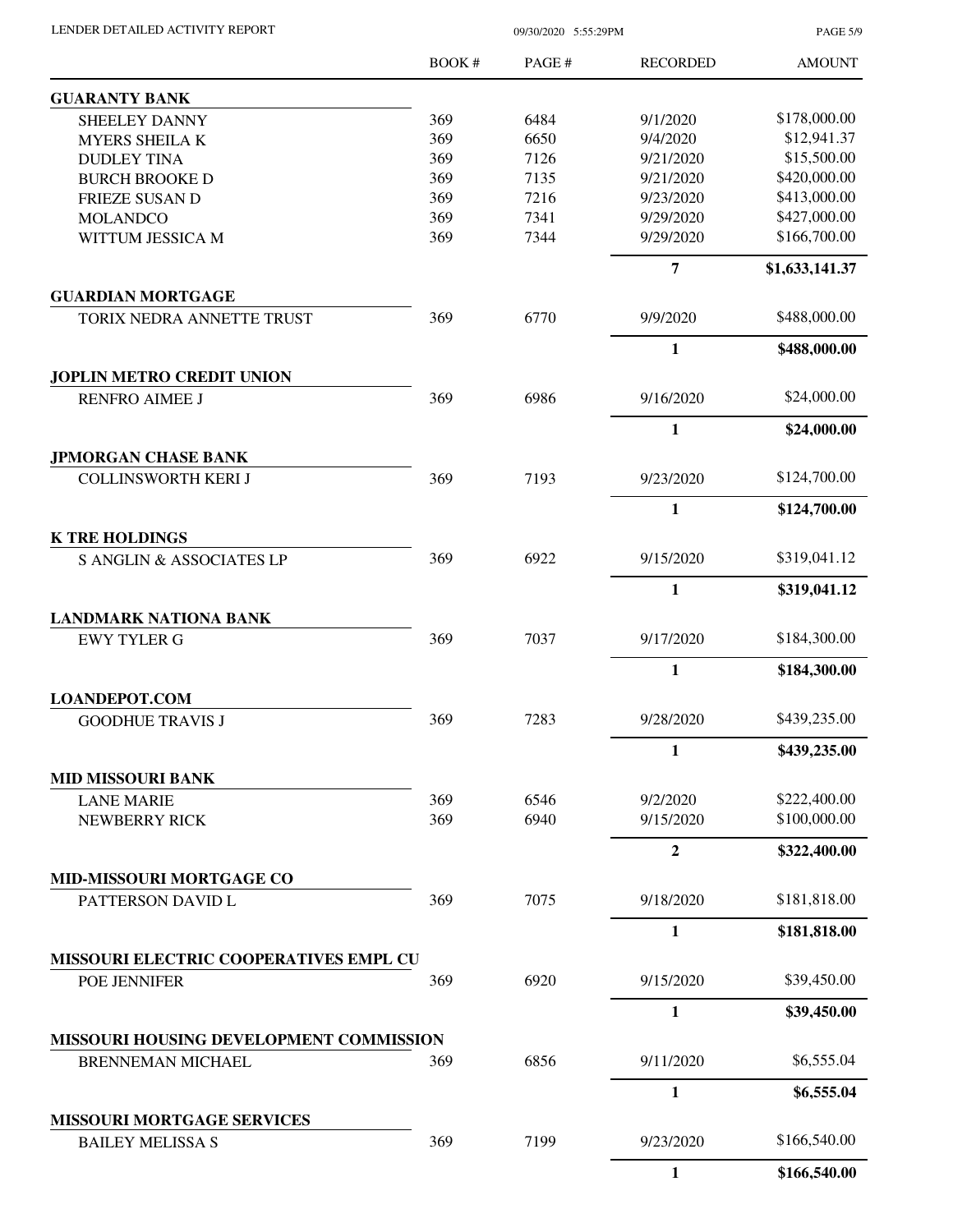LENDER DETAILED ACTIVITY REPORT 09/30/2020 5:55:29PM

| | BOOK # | PAGE # | RECORDED | AMOUNT |
|---|---|---|---|---|
| **GUARANTY BANK** | | | | |
| SHEELEY DANNY | 369 | 6484 | 9/1/2020 | $178,000.00 |
| MYERS SHEILA K | 369 | 6650 | 9/4/2020 | $12,941.37 |
| DUDLEY TINA | 369 | 7126 | 9/21/2020 | $15,500.00 |
| BURCH BROOKE D | 369 | 7135 | 9/21/2020 | $420,000.00 |
| FRIEZE SUSAN D | 369 | 7216 | 9/23/2020 | $413,000.00 |
| MOLANDCO | 369 | 7341 | 9/29/2020 | $427,000.00 |
| WITTUM JESSICA M | 369 | 7344 | 9/29/2020 | $166,700.00 |
| | | | **7** | **$1,633,141.37** |
| **GUARDIAN MORTGAGE** | | | | |
| TORIX NEDRA ANNETTE TRUST | 369 | 6770 | 9/9/2020 | $488,000.00 |
| | | | **1** | **$488,000.00** |
| **JOPLIN METRO CREDIT UNION** | | | | |
| RENFRO AIMEE J | 369 | 6986 | 9/16/2020 | $24,000.00 |
| | | | **1** | **$24,000.00** |
| **JPMORGAN CHASE BANK** | | | | |
| COLLINSWORTH KERI J | 369 | 7193 | 9/23/2020 | $124,700.00 |
| | | | **1** | **$124,700.00** |
| **K TRE HOLDINGS** | | | | |
| S ANGLIN & ASSOCIATES LP | 369 | 6922 | 9/15/2020 | $319,041.12 |
| | | | **1** | **$319,041.12** |
| **LANDMARK NATIONA BANK** | | | | |
| EWY TYLER G | 369 | 7037 | 9/17/2020 | $184,300.00 |
| | | | **1** | **$184,300.00** |
| **LOANDEPOT.COM** | | | | |
| GOODHUE TRAVIS J | 369 | 7283 | 9/28/2020 | $439,235.00 |
| | | | **1** | **$439,235.00** |
| **MID MISSOURI BANK** | | | | |
| LANE MARIE | 369 | 6546 | 9/2/2020 | $222,400.00 |
| NEWBERRY RICK | 369 | 6940 | 9/15/2020 | $100,000.00 |
| | | | **2** | **$322,400.00** |
| **MID-MISSOURI MORTGAGE CO** | | | | |
| PATTERSON DAVID L | 369 | 7075 | 9/18/2020 | $181,818.00 |
| | | | **1** | **$181,818.00** |
| **MISSOURI ELECTRIC COOPERATIVES EMPL CU** | | | | |
| POE JENNIFER | 369 | 6920 | 9/15/2020 | $39,450.00 |
| | | | **1** | **$39,450.00** |
| **MISSOURI HOUSING DEVELOPMENT COMMISSION** | | | | |
| BRENNEMAN MICHAEL | 369 | 6856 | 9/11/2020 | $6,555.04 |
| | | | **1** | **$6,555.04** |
| **MISSOURI MORTGAGE SERVICES** | | | | |
| BAILEY MELISSA S | 369 | 7199 | 9/23/2020 | $166,540.00 |
| | | | **1** | **$166,540.00** |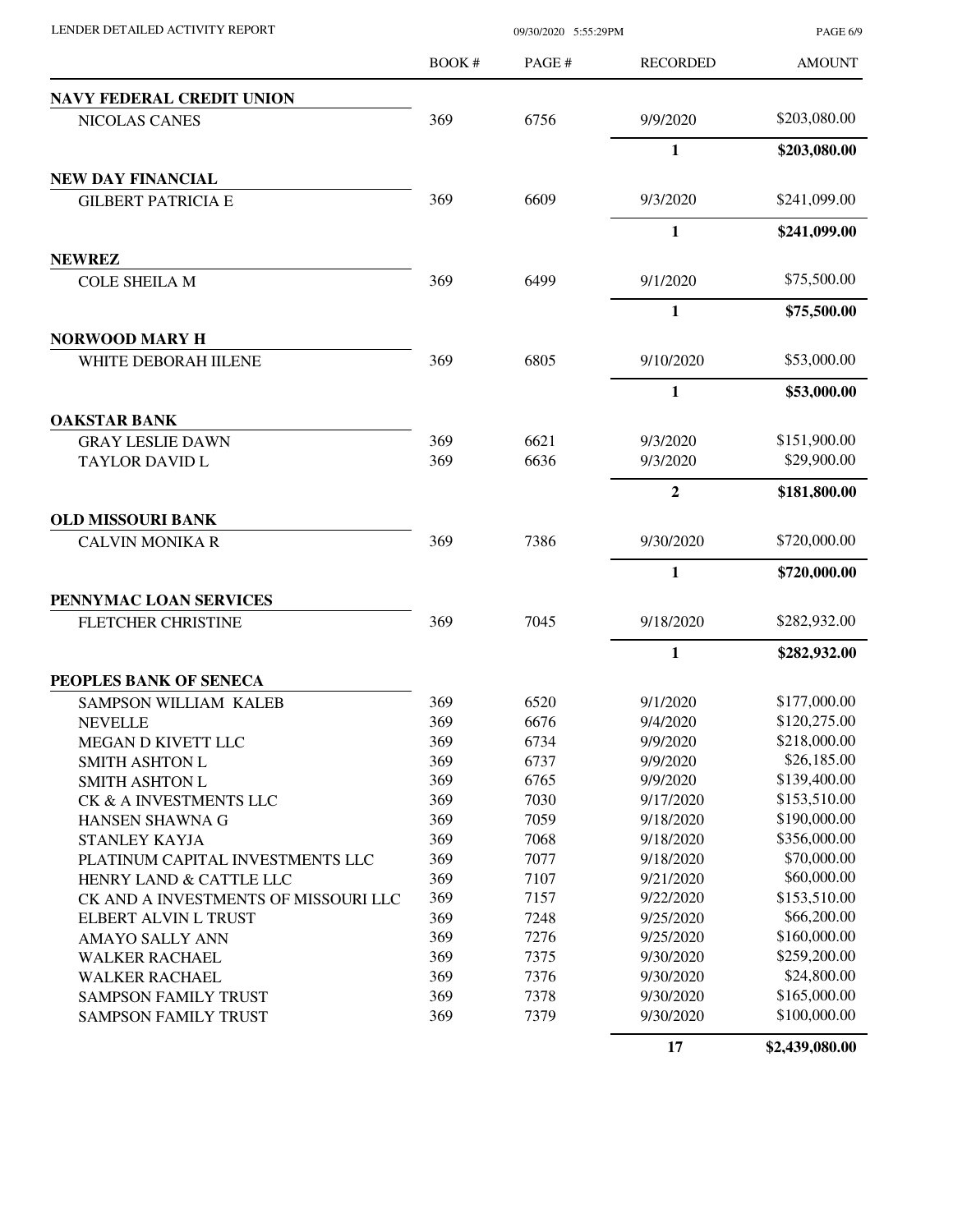| | BOOK # | PAGE # | RECORDED | AMOUNT |
|---|---|---|---|---|
| **NAVY FEDERAL CREDIT UNION** | | | | |
| NICOLAS CANES | 369 | 6756 | 9/9/2020 | $203,080.00 |
| | | | **1** | **$203,080.00** |
| **NEW DAY FINANCIAL** | | | | |
| GILBERT PATRICIA E | 369 | 6609 | 9/3/2020 | $241,099.00 |
| | | | **1** | **$241,099.00** |
| **NEWREZ** | | | | |
| COLE SHEILA M | 369 | 6499 | 9/1/2020 | $75,500.00 |
| | | | **1** | **$75,500.00** |
| **NORWOOD MARY H** | | | | |
| WHITE DEBORAH IILENE | 369 | 6805 | 9/10/2020 | $53,000.00 |
| | | | **1** | **$53,000.00** |
| **OAKSTAR BANK** | | | | |
| GRAY LESLIE DAWN | 369 | 6621 | 9/3/2020 | $151,900.00 |
| TAYLOR DAVID L | 369 | 6636 | 9/3/2020 | $29,900.00 |
| | | | **2** | **$181,800.00** |
| **OLD MISSOURI BANK** | | | | |
| CALVIN MONIKA R | 369 | 7386 | 9/30/2020 | $720,000.00 |
| | | | **1** | **$720,000.00** |
| **PENNYMAC LOAN SERVICES** | | | | |
| FLETCHER CHRISTINE | 369 | 7045 | 9/18/2020 | $282,932.00 |
| | | | **1** | **$282,932.00** |
| **PEOPLES BANK OF SENECA** | | | | |
| SAMPSON WILLIAM KALEB | 369 | 6520 | 9/1/2020 | $177,000.00 |
| NEVELLE | 369 | 6676 | 9/4/2020 | $120,275.00 |
| MEGAN D KIVETT LLC | 369 | 6734 | 9/9/2020 | $218,000.00 |
| SMITH ASHTON L | 369 | 6737 | 9/9/2020 | $26,185.00 |
| SMITH ASHTON L | 369 | 6765 | 9/9/2020 | $139,400.00 |
| CK & A INVESTMENTS LLC | 369 | 7030 | 9/17/2020 | $153,510.00 |
| HANSEN SHAWNA G | 369 | 7059 | 9/18/2020 | $190,000.00 |
| STANLEY KAYJA | 369 | 7068 | 9/18/2020 | $356,000.00 |
| PLATINUM CAPITAL INVESTMENTS LLC | 369 | 7077 | 9/18/2020 | $70,000.00 |
| HENRY LAND & CATTLE LLC | 369 | 7107 | 9/21/2020 | $60,000.00 |
| CK AND A INVESTMENTS OF MISSOURI LLC | 369 | 7157 | 9/22/2020 | $153,510.00 |
| ELBERT ALVIN L TRUST | 369 | 7248 | 9/25/2020 | $66,200.00 |
| AMAYO SALLY ANN | 369 | 7276 | 9/25/2020 | $160,000.00 |
| WALKER RACHAEL | 369 | 7375 | 9/30/2020 | $259,200.00 |
| WALKER RACHAEL | 369 | 7376 | 9/30/2020 | $24,800.00 |
| SAMPSON FAMILY TRUST | 369 | 7378 | 9/30/2020 | $165,000.00 |
| SAMPSON FAMILY TRUST | 369 | 7379 | 9/30/2020 | $100,000.00 |
| | | | **17** | **$2,439,080.00** |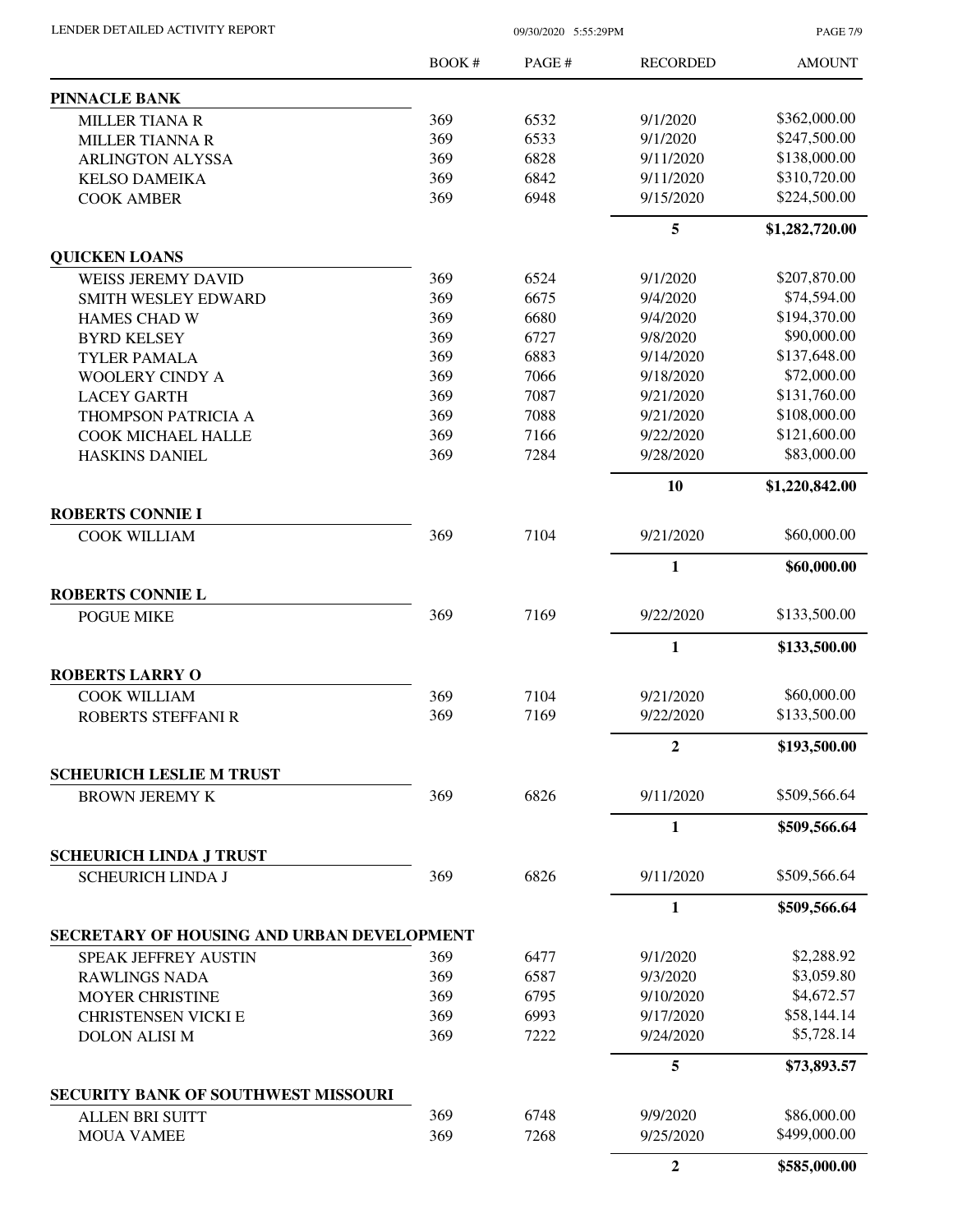| | BOOK # | PAGE # | RECORDED | AMOUNT |
|---|---|---|---|---|
| **PINNACLE BANK** | | | | |
| MILLER TIANA R | 369 | 6532 | 9/1/2020 | $362,000.00 |
| MILLER TIANNA R | 369 | 6533 | 9/1/2020 | $247,500.00 |
| ARLINGTON ALYSSA | 369 | 6828 | 9/11/2020 | $138,000.00 |
| KELSO DAMEIKA | 369 | 6842 | 9/11/2020 | $310,720.00 |
| COOK AMBER | 369 | 6948 | 9/15/2020 | $224,500.00 |
| | | | **5** | **$1,282,720.00** |
| **QUICKEN LOANS** | | | | |
| WEISS JEREMY DAVID | 369 | 6524 | 9/1/2020 | $207,870.00 |
| SMITH WESLEY EDWARD | 369 | 6675 | 9/4/2020 | $74,594.00 |
| HAMES CHAD W | 369 | 6680 | 9/4/2020 | $194,370.00 |
| BYRD KELSEY | 369 | 6727 | 9/8/2020 | $90,000.00 |
| TYLER PAMALA | 369 | 6883 | 9/14/2020 | $137,648.00 |
| WOOLERY CINDY A | 369 | 7066 | 9/18/2020 | $72,000.00 |
| LACEY GARTH | 369 | 7087 | 9/21/2020 | $131,760.00 |
| THOMPSON PATRICIA A | 369 | 7088 | 9/21/2020 | $108,000.00 |
| COOK MICHAEL HALLE | 369 | 7166 | 9/22/2020 | $121,600.00 |
| HASKINS DANIEL | 369 | 7284 | 9/28/2020 | $83,000.00 |
| | | | **10** | **$1,220,842.00** |
| **ROBERTS CONNIE I** | | | | |
| COOK WILLIAM | 369 | 7104 | 9/21/2020 | $60,000.00 |
| | | | **1** | **$60,000.00** |
| **ROBERTS CONNIE L** | | | | |
| POGUE MIKE | 369 | 7169 | 9/22/2020 | $133,500.00 |
| | | | **1** | **$133,500.00** |
| **ROBERTS LARRY O** | | | | |
| COOK WILLIAM | 369 | 7104 | 9/21/2020 | $60,000.00 |
| ROBERTS STEFFANI R | 369 | 7169 | 9/22/2020 | $133,500.00 |
| | | | **2** | **$193,500.00** |
| **SCHEURICH LESLIE M TRUST** | | | | |
| BROWN JEREMY K | 369 | 6826 | 9/11/2020 | $509,566.64 |
| | | | **1** | **$509,566.64** |
| **SCHEURICH LINDA J TRUST** | | | | |
| SCHEURICH LINDA J | 369 | 6826 | 9/11/2020 | $509,566.64 |
| | | | **1** | **$509,566.64** |
| **SECRETARY OF HOUSING AND URBAN DEVELOPMENT** | | | | |
| SPEAK JEFFREY AUSTIN | 369 | 6477 | 9/1/2020 | $2,288.92 |
| RAWLINGS NADA | 369 | 6587 | 9/3/2020 | $3,059.80 |
| MOYER CHRISTINE | 369 | 6795 | 9/10/2020 | $4,672.57 |
| CHRISTENSEN VICKI E | 369 | 6993 | 9/17/2020 | $58,144.14 |
| DOLON ALISI M | 369 | 7222 | 9/24/2020 | $5,728.14 |
| | | | **5** | **$73,893.57** |
| **SECURITY BANK OF SOUTHWEST MISSOURI** | | | | |
| ALLEN BRI SUITT | 369 | 6748 | 9/9/2020 | $86,000.00 |
| MOUA VAMEE | 369 | 7268 | 9/25/2020 | $499,000.00 |
| | | | **2** | **$585,000.00** |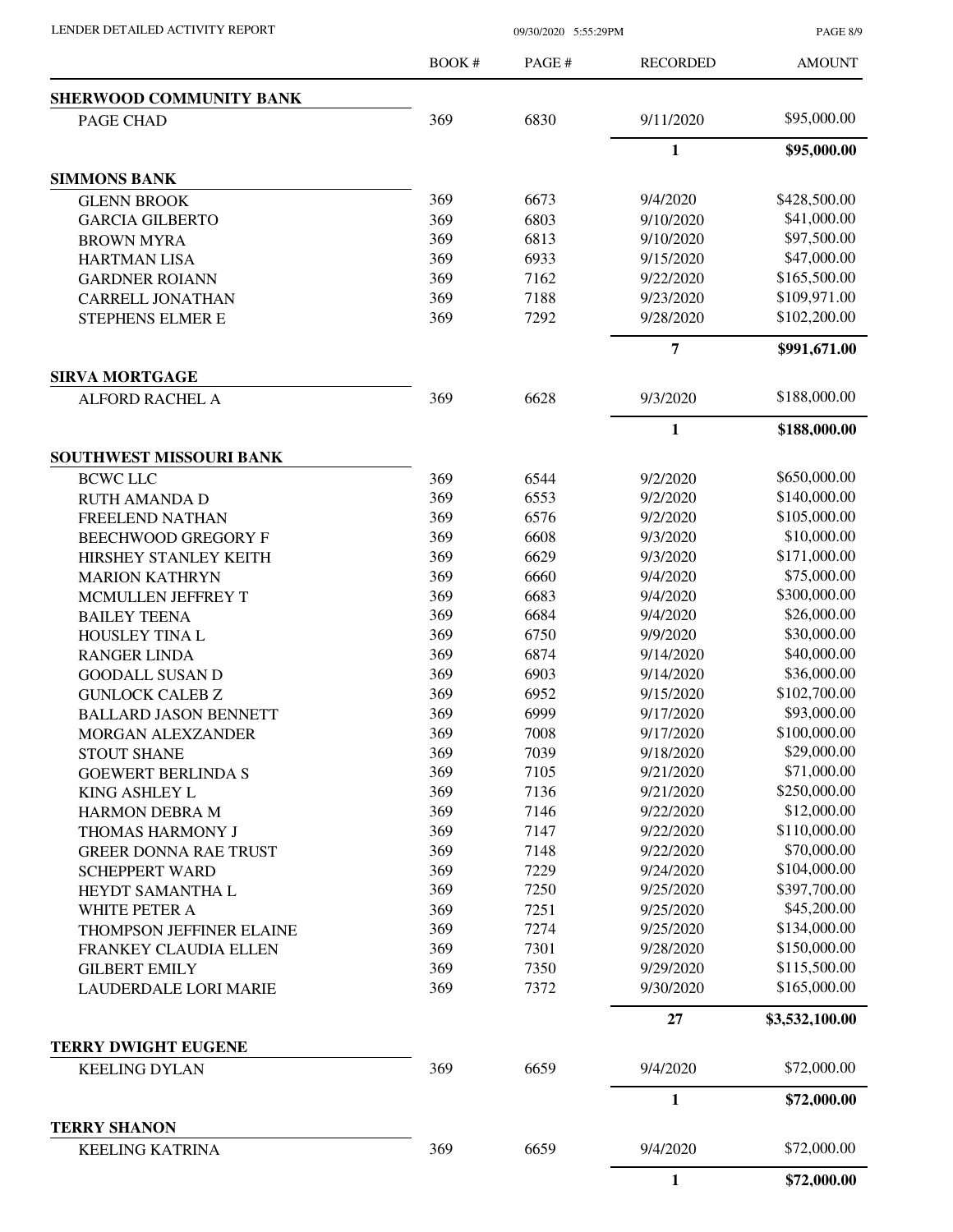| | BOOK # | PAGE # | RECORDED | AMOUNT |
|---|---|---|---|---|
| **SHERWOOD COMMUNITY BANK** | | | | |
| PAGE CHAD | 369 | 6830 | 9/11/2020 | $95,000.00 |
| | | | **1** | **$95,000.00** |
| **SIMMONS BANK** | | | | |
| GLENN BROOK | 369 | 6673 | 9/4/2020 | $428,500.00 |
| GARCIA GILBERTO | 369 | 6803 | 9/10/2020 | $41,000.00 |
| BROWN MYRA | 369 | 6813 | 9/10/2020 | $97,500.00 |
| HARTMAN LISA | 369 | 6933 | 9/15/2020 | $47,000.00 |
| GARDNER ROIANN | 369 | 7162 | 9/22/2020 | $165,500.00 |
| CARRELL JONATHAN | 369 | 7188 | 9/23/2020 | $109,971.00 |
| STEPHENS ELMER E | 369 | 7292 | 9/28/2020 | $102,200.00 |
| | | | **7** | **$991,671.00** |
| **SIRVA MORTGAGE** | | | | |
| ALFORD RACHEL A | 369 | 6628 | 9/3/2020 | $188,000.00 |
| | | | **1** | **$188,000.00** |
| **SOUTHWEST MISSOURI BANK** | | | | |
| BCWC LLC | 369 | 6544 | 9/2/2020 | $650,000.00 |
| RUTH AMANDA D | 369 | 6553 | 9/2/2020 | $140,000.00 |
| FREELEND NATHAN | 369 | 6576 | 9/2/2020 | $105,000.00 |
| BEECHWOOD GREGORY F | 369 | 6608 | 9/3/2020 | $10,000.00 |
| HIRSHEY STANLEY KEITH | 369 | 6629 | 9/3/2020 | $171,000.00 |
| MARION KATHRYN | 369 | 6660 | 9/4/2020 | $75,000.00 |
| MCMULLEN JEFFREY T | 369 | 6683 | 9/4/2020 | $300,000.00 |
| BAILEY TEENA | 369 | 6684 | 9/4/2020 | $26,000.00 |
| HOUSLEY TINA L | 369 | 6750 | 9/9/2020 | $30,000.00 |
| RANGER LINDA | 369 | 6874 | 9/14/2020 | $40,000.00 |
| GOODALL SUSAN D | 369 | 6903 | 9/14/2020 | $36,000.00 |
| GUNLOCK CALEB Z | 369 | 6952 | 9/15/2020 | $102,700.00 |
| BALLARD JASON BENNETT | 369 | 6999 | 9/17/2020 | $93,000.00 |
| MORGAN ALEXZANDER | 369 | 7008 | 9/17/2020 | $100,000.00 |
| STOUT SHANE | 369 | 7039 | 9/18/2020 | $29,000.00 |
| GOEWERT BERLINDA S | 369 | 7105 | 9/21/2020 | $71,000.00 |
| KING ASHLEY L | 369 | 7136 | 9/21/2020 | $250,000.00 |
| HARMON DEBRA M | 369 | 7146 | 9/22/2020 | $12,000.00 |
| THOMAS HARMONY J | 369 | 7147 | 9/22/2020 | $110,000.00 |
| GREER DONNA RAE TRUST | 369 | 7148 | 9/22/2020 | $70,000.00 |
| SCHEPPERT WARD | 369 | 7229 | 9/24/2020 | $104,000.00 |
| HEYDT SAMANTHA L | 369 | 7250 | 9/25/2020 | $397,700.00 |
| WHITE PETER A | 369 | 7251 | 9/25/2020 | $45,200.00 |
| THOMPSON JEFFINER ELAINE | 369 | 7274 | 9/25/2020 | $134,000.00 |
| FRANKEY CLAUDIA ELLEN | 369 | 7301 | 9/28/2020 | $150,000.00 |
| GILBERT EMILY | 369 | 7350 | 9/29/2020 | $115,500.00 |
| LAUDERDALE LORI MARIE | 369 | 7372 | 9/30/2020 | $165,000.00 |
| | | | **27** | **$3,532,100.00** |
| **TERRY DWIGHT EUGENE** | | | | |
| KEELING DYLAN | 369 | 6659 | 9/4/2020 | $72,000.00 |
| | | | **1** | **$72,000.00** |
| **TERRY SHANON** | | | | |
| KEELING KATRINA | 369 | 6659 | 9/4/2020 | $72,000.00 |
| | | | **1** | **$72,000.00** |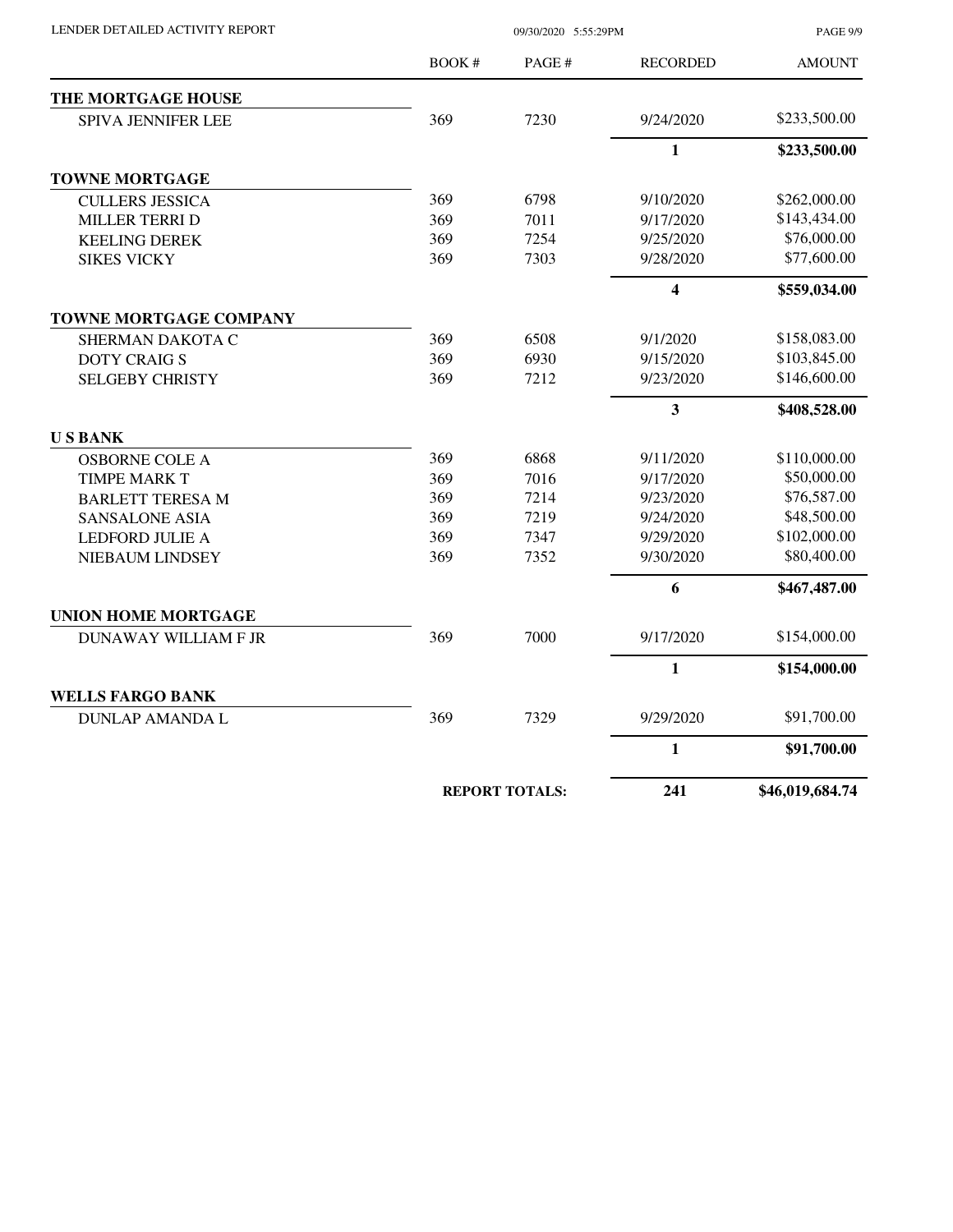| | BOOK # | PAGE # | RECORDED | AMOUNT |
|---|---|---|---|---|
| **THE MORTGAGE HOUSE** | | | | |
| SPIVA JENNIFER LEE | 369 | 7230 | 9/24/2020 | $233,500.00 |
| | | | **1** | **$233,500.00** |
| **TOWNE MORTGAGE** | | | | |
| CULLERS JESSICA | 369 | 6798 | 9/10/2020 | $262,000.00 |
| MILLER TERRI D | 369 | 7011 | 9/17/2020 | $143,434.00 |
| KEELING DEREK | 369 | 7254 | 9/25/2020 | $76,000.00 |
| SIKES VICKY | 369 | 7303 | 9/28/2020 | $77,600.00 |
| | | | **4** | **$559,034.00** |
| **TOWNE MORTGAGE COMPANY** | | | | |
| SHERMAN DAKOTA C | 369 | 6508 | 9/1/2020 | $158,083.00 |
| DOTY CRAIG S | 369 | 6930 | 9/15/2020 | $103,845.00 |
| SELGEBY CHRISTY | 369 | 7212 | 9/23/2020 | $146,600.00 |
| | | | **3** | **$408,528.00** |
| **U S BANK** | | | | |
| OSBORNE COLE A | 369 | 6868 | 9/11/2020 | $110,000.00 |
| TIMPE MARK T | 369 | 7016 | 9/17/2020 | $50,000.00 |
| BARLETT TERESA M | 369 | 7214 | 9/23/2020 | $76,587.00 |
| SANSALONE ASIA | 369 | 7219 | 9/24/2020 | $48,500.00 |
| LEDFORD JULIE A | 369 | 7347 | 9/29/2020 | $102,000.00 |
| NIEBAUM LINDSEY | 369 | 7352 | 9/30/2020 | $80,400.00 |
| | | | **6** | **$467,487.00** |
| **UNION HOME MORTGAGE** | | | | |
| DUNAWAY WILLIAM F JR | 369 | 7000 | 9/17/2020 | $154,000.00 |
| | | | **1** | **$154,000.00** |
| **WELLS FARGO BANK** | | | | |
| DUNLAP AMANDA L | 369 | 7329 | 9/29/2020 | $91,700.00 |
| | | | **1** | **$91,700.00** |
| | **REPORT TOTALS:** | | **241** | **$46,019,684.74** |